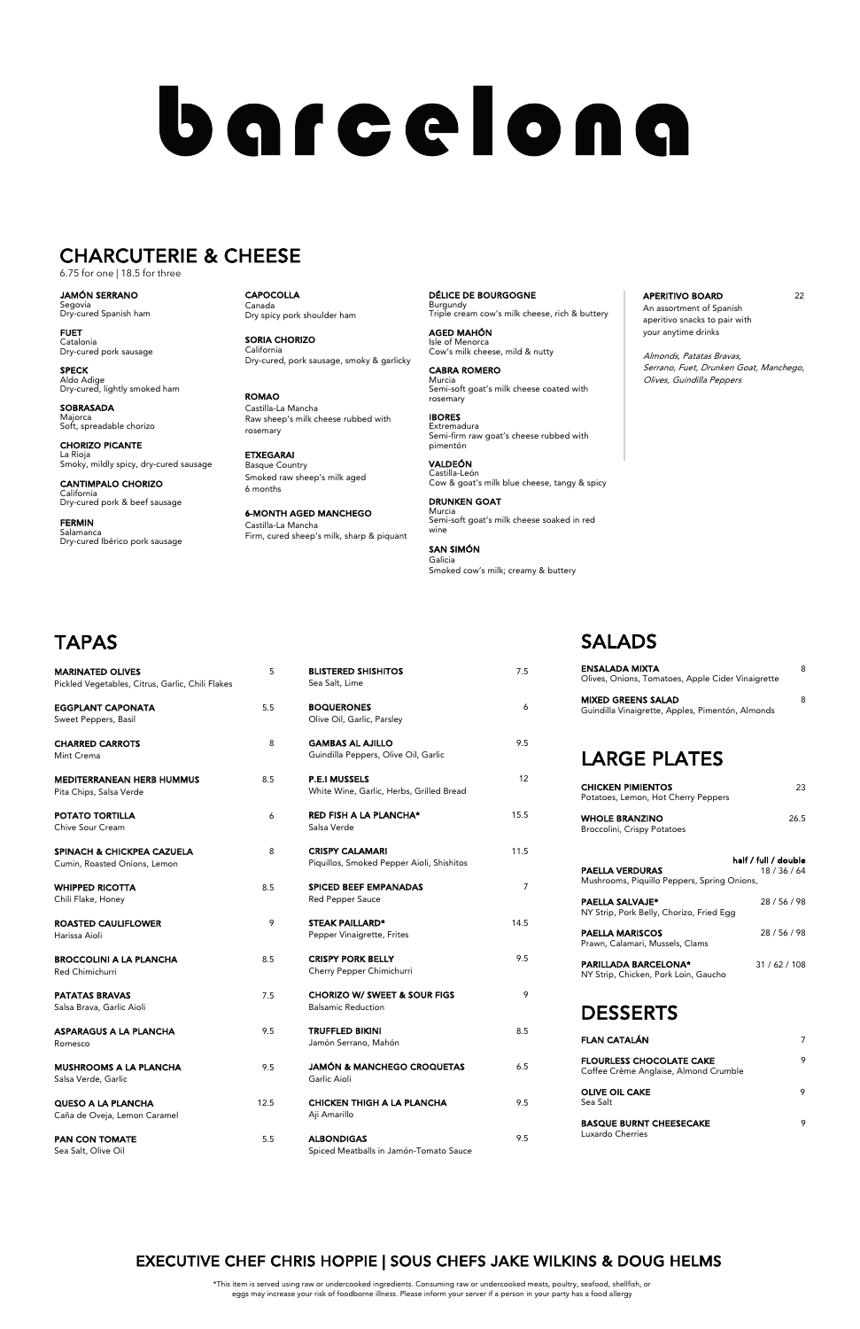# barcelona

## CHARCUTERIE & CHEESE

6.75 for one | 18.5 for three

**JAMÓN SERRANO**
Segovia
Dry-cured Spanish ham

**FUET**
Catalonia
Dry-cured pork sausage

**SPECK**
Aldo Adige
Dry-cured, lightly smoked ham

**SOBRASADA**
Majorca
Soft, spreadable chorizo

**CHORIZO PICANTE**
La Rioja
Smoky, mildly spicy, dry-cured sausage

**CANTIMPALO CHORIZO**
California
Dry-cured pork & beef sausage

**FERMIN**
Salamanca
Dry-cured Ibérico pork sausage

**CAPOCOLLA**
Canada
Dry spicy pork shoulder ham

**SORIA CHORIZO**
California
Dry-cured, pork sausage, smoky & garlicky

**ROMAO**
Castilla-La Mancha
Raw sheep's milk cheese rubbed with rosemary

**ETXEGARAI**
Basque Country
Smoked raw sheep's milk aged 6 months

**6-MONTH AGED MANCHEGO**
Castilla-La Mancha
Firm, cured sheep's milk, sharp & piquant

**DÉLICE DE BOURGOGNE**
Burgundy
Triple cream cow's milk cheese, rich & buttery

**AGED MAHÓN**
Isle of Menorca
Cow's milk cheese, mild & nutty

**CABRA ROMERO**
Murcia
Semi-soft goat's milk cheese coated with rosemary

**IBORES**
Extremadura
Semi-firm raw goat's cheese rubbed with pimentón

**VALDEÓN**
Castilla-León
Cow & goat's milk blue cheese, tangy & spicy

**DRUNKEN GOAT**
Murcia
Semi-soft goat's milk cheese soaked in red wine

**SAN SIMÓN**
Galicia
Smoked cow's milk; creamy & buttery

**APERITIVO BOARD** 22
An assortment of Spanish aperitivo snacks to pair with your anytime drinks

*Almonds, Patatas Bravas, Serrano, Fuet, Drunken Goat, Manchego, Olives, Guindilla Peppers*

## TAPAS

| Item | Price |
|---|---|
| **MARINATED OLIVES**<br>Pickled Vegetables, Citrus, Garlic, Chili Flakes | 5 |
| **EGGPLANT CAPONATA**<br>Sweet Peppers, Basil | 5.5 |
| **CHARRED CARROTS**<br>Mint Crema | 8 |
| **MEDITERRANEAN HERB HUMMUS**<br>Pita Chips, Salsa Verde | 8.5 |
| **POTATO TORTILLA**<br>Chive Sour Cream | 6 |
| **SPINACH & CHICKPEA CAZUELA**<br>Cumin, Roasted Onions, Lemon | 8 |
| **WHIPPED RICOTTA**<br>Chili Flake, Honey | 8.5 |
| **ROASTED CAULIFLOWER**<br>Harissa Aioli | 9 |
| **BROCCOLINI A LA PLANCHA**<br>Red Chimichurri | 8.5 |
| **PATATAS BRAVAS**<br>Salsa Brava, Garlic Aioli | 7.5 |
| **ASPARAGUS A LA PLANCHA**<br>Romesco | 9.5 |
| **MUSHROOMS A LA PLANCHA**<br>Salsa Verde, Garlic | 9.5 |
| **QUESO A LA PLANCHA**<br>Caña de Oveja, Lemon Caramel | 12.5 |
| **PAN CON TOMATE**<br>Sea Salt, Olive Oil | 5.5 |
| **BLISTERED SHISHITOS**<br>Sea Salt, Lime | 7.5 |
| **BOQUERONES**<br>Olive Oil, Garlic, Parsley | 6 |
| **GAMBAS AL AJILLO**<br>Guindilla Peppers, Olive Oil, Garlic | 9.5 |
| **P.E.I MUSSELS**<br>White Wine, Garlic, Herbs, Grilled Bread | 12 |
| **RED FISH A LA PLANCHA***<br>Salsa Verde | 15.5 |
| **CRISPY CALAMARI**<br>Piquillos, Smoked Pepper Aioli, Shishitos | 11.5 |
| **SPICED BEEF EMPANADAS**<br>Red Pepper Sauce | 7 |
| **STEAK PAILLARD***<br>Pepper Vinaigrette, Frites | 14.5 |
| **CRISPY PORK BELLY**<br>Cherry Pepper Chimichurri | 9.5 |
| **CHORIZO W/ SWEET & SOUR FIGS**<br>Balsamic Reduction | 9 |
| **TRUFFLED BIKINI**<br>Jamón Serrano, Mahón | 8.5 |
| **JAMÓN & MANCHEGO CROQUETAS**<br>Garlic Aioli | 6.5 |
| **CHICKEN THIGH A LA PLANCHA**<br>Aji Amarillo | 9.5 |
| **ALBONDIGAS**<br>Spiced Meatballs in Jamón-Tomato Sauce | 9.5 |

## SALADS

| Item | Price |
|---|---|
| **ENSALADA MIXTA**<br>Olives, Onions, Tomatoes, Apple Cider Vinaigrette | 8 |
| **MIXED GREENS SALAD**<br>Guindilla Vinaigrette, Apples, Pimentón, Almonds | 8 |

## LARGE PLATES

| Item | Price |
|---|---|
| **CHICKEN PIMIENTOS**<br>Potatoes, Lemon, Hot Cherry Peppers | 23 |
| **WHOLE BRANZINO**<br>Broccolini, Crispy Potatoes | 26.5 |

| Item | half / full / double |
|---|---|
| **PAELLA VERDURAS**<br>Mushrooms, Piquillo Peppers, Spring Onions, | 18 / 36 / 64 |
| **PAELLA SALVAJE***<br>NY Strip, Pork Belly, Chorizo, Fried Egg | 28 / 56 / 98 |
| **PAELLA MARISCOS**<br>Prawn, Calamari, Mussels, Clams | 28 / 56 / 98 |
| **PARILLADA BARCELONA***<br>NY Strip, Chicken, Pork Loin, Gaucho | 31 / 62 / 108 |

## DESSERTS

| Item | Price |
|---|---|
| **FLAN CATALÁN** | 7 |
| **FLOURLESS CHOCOLATE CAKE**<br>Coffee Crème Anglaise, Almond Crumble | 9 |
| **OLIVE OIL CAKE**<br>Sea Salt | 9 |
| **BASQUE BURNT CHEESECAKE**<br>Luxardo Cherries | 9 |

## EXECUTIVE CHEF CHRIS HOPPIE | SOUS CHEFS JAKE WILKINS & DOUG HELMS

*This item is served using raw or undercooked ingredients. Consuming raw or undercooked meats, poultry, seafood, shellfish, or eggs may increase your risk of foodborne illness. Please inform your server if a person in your party has a food allergy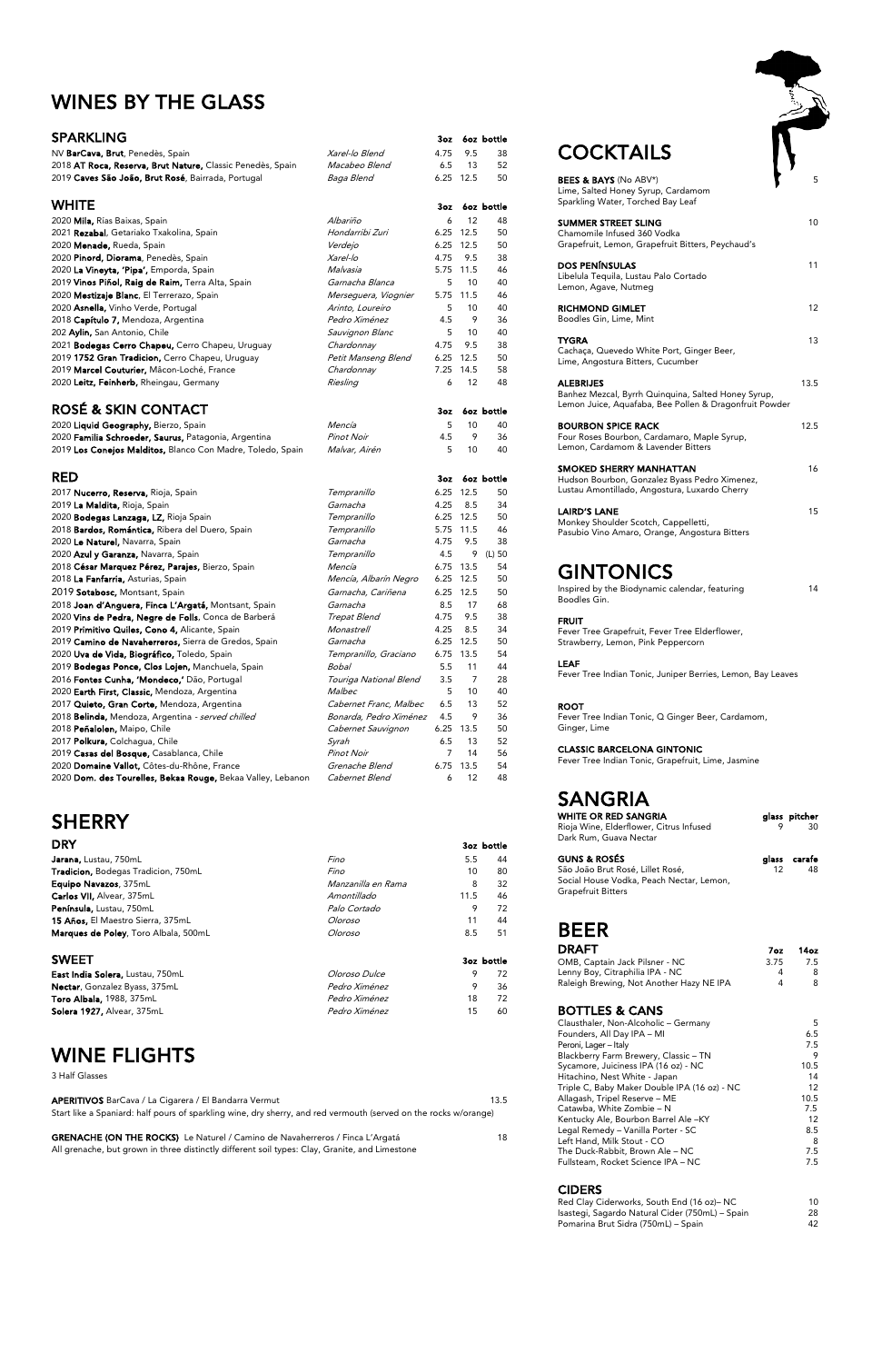# WINES BY THE GLASS

## SPARKLING

| | | 3oz | 6oz | bottle |
|---|---|---|---|---|
| NV **BarCava, Brut**, Penedès, Spain | *Xarel-lo Blend* | 4.75 | 9.5 | 38 |
| 2018 **AT Roca, Reserva, Brut Nature,** Classic Penedès, Spain | *Macabeo Blend* | 6.5 | 13 | 52 |
| 2019 **Caves São João, Brut Rosé**, Bairrada, Portugal | *Baga Blend* | 6.25 | 12.5 | 50 |

## WHITE

| | | 3oz | 6oz | bottle |
|---|---|---|---|---|
| 2020 **Mila,** Rias Baixas, Spain | *Albariño* | 6 | 12 | 48 |
| 2021 **Rezabal**, Getariako Txakolina, Spain | *Hondarribi Zuri* | 6.25 | 12.5 | 50 |
| 2020 **Menade,** Rueda, Spain | *Verdejo* | 6.25 | 12.5 | 50 |
| 2020 **Pinord, Diorama**, Penedès, Spain | *Xarel-lo* | 4.75 | 9.5 | 38 |
| 2020 **La Vineyta, 'Pipa'**, Emporda, Spain | *Malvasia* | 5.75 | 11.5 | 46 |
| 2019 **Vinos Piñol, Raig de Raim,** Terra Alta, Spain | *Garnacha Blanca* | 5 | 10 | 40 |
| 2020 **Mestizaje Blanc**, El Terrerazo, Spain | *Merseguera, Viognier* | 5.75 | 11.5 | 46 |
| 2020 **Asnella,** Vinho Verde, Portugal | *Arinto, Loureiro* | 5 | 10 | 40 |
| 2018 **Capítulo 7,** Mendoza, Argentina | *Pedro Ximénez* | 4.5 | 9 | 36 |
| 202 **Aylin,** San Antonio, Chile | *Sauvignon Blanc* | 5 | 10 | 40 |
| 2021 **Bodegas Cerro Chapeu,** Cerro Chapeu, Uruguay | *Chardonnay* | 4.75 | 9.5 | 38 |
| 2019 **1752 Gran Tradicion,** Cerro Chapeu, Uruguay | *Petit Manseng Blend* | 6.25 | 12.5 | 50 |
| 2019 **Marcel Couturier,** Mâcon-Loché, France | *Chardonnay* | 7.25 | 14.5 | 58 |
| 2020 **Leitz, Feinherb,** Rheingau, Germany | *Riesling* | 6 | 12 | 48 |

## ROSÉ & SKIN CONTACT

| | | 3oz | 6oz | bottle |
|---|---|---|---|---|
| 2020 **Liquid Geography,** Bierzo, Spain | *Mencía* | 5 | 10 | 40 |
| 2020 **Familia Schroeder, Saurus,** Patagonia, Argentina | *Pinot Noir* | 4.5 | 9 | 36 |
| 2019 **Los Conejos Malditos,** Blanco Con Madre, Toledo, Spain | *Malvar, Airén* | 5 | 10 | 40 |

## RED

| | | 3oz | 6oz | bottle |
|---|---|---|---|---|
| 2017 **Nucerro, Reserva,** Rioja, Spain | *Tempranillo* | 6.25 | 12.5 | 50 |
| 2019 **La Maldita,** Rioja, Spain | *Garnacha* | 4.25 | 8.5 | 34 |
| 2020 **Bodegas Lanzaga, LZ,** Rioja Spain | *Tempranillo* | 6.25 | 12.5 | 50 |
| 2018 **Bardos, Romántica,** Ribera del Duero, Spain | *Tempranillo* | 5.75 | 11.5 | 46 |
| 2020 **Le Naturel,** Navarra, Spain | *Garnacha* | 4.75 | 9.5 | 38 |
| 2020 **Azul y Garanza,** Navarra, Spain | *Tempranillo* | 4.5 | 9 | (L) 50 |
| 2018 **César Marquez Pérez, Parajes,** Bierzo, Spain | *Mencía* | 6.75 | 13.5 | 54 |
| 2018 **La Fanfarria,** Asturias, Spain | *Mencía, Albarín Negro* | 6.25 | 12.5 | 50 |
| 2019 **Sotabosc,** Montsant, Spain | *Garnacha, Cariñena* | 6.25 | 12.5 | 50 |
| 2018 **Joan d'Anguera, Finca L'Argatá,** Montsant, Spain | *Garnacha* | 8.5 | 17 | 68 |
| 2020 **Vins de Pedra, Negre de Folls**, Conca de Barberá | *Trepat Blend* | 4.75 | 9.5 | 38 |
| 2019 **Primitivo Quiles, Cono 4,** Alicante, Spain | *Monastrell* | 4.25 | 8.5 | 34 |
| 2019 **Camino de Navaherreros,** Sierra de Gredos, Spain | *Garnacha* | 6.25 | 12.5 | 50 |
| 2020 **Uva de Vida, Biográfico,** Toledo, Spain | *Tempranillo, Graciano* | 6.75 | 13.5 | 54 |
| 2019 **Bodegas Ponce, Clos Lojen,** Manchuela, Spain | *Bobal* | 5.5 | 11 | 44 |
| 2016 **Fontes Cunha, 'Mondeco,'** Dão, Portugal | *Touriga National Blend* | 3.5 | 7 | 28 |
| 2020 **Earth First, Classic,** Mendoza, Argentina | *Malbec* | 5 | 10 | 40 |
| 2017 **Quieto, Gran Corte,** Mendoza, Argentina | *Cabernet Franc, Malbec* | 6.5 | 13 | 52 |
| 2018 **Belinda,** Mendoza, Argentina - *served chilled* | *Bonarda, Pedro Ximénez* | 4.5 | 9 | 36 |
| 2018 **Peñalolen,** Maipo, Chile | *Cabernet Sauvignon* | 6.25 | 13.5 | 50 |
| 2017 **Polkura,** Colchagua, Chile | *Syrah* | 6.5 | 13 | 52 |
| 2019 **Casas del Bosque,** Casablanca, Chile | *Pinot Noir* | 7 | 14 | 56 |
| 2020 **Domaine Vallot,** Côtes-du-Rhône, France | *Grenache Blend* | 6.75 | 13.5 | 54 |
| 2020 **Dom. des Tourelles, Bekaa Rouge,** Bekaa Valley, Lebanon | *Cabernet Blend* | 6 | 12 | 48 |

# SHERRY

## DRY

| | | 3oz | bottle |
|---|---|---|---|
| **Jarana,** Lustau, 750mL | *Fino* | 5.5 | 44 |
| **Tradicion,** Bodegas Tradicion, 750mL | *Fino* | 10 | 80 |
| **Equipo Navazos**, 375mL | *Manzanilla en Rama* | 8 | 32 |
| **Carlos VII,** Alvear, 375mL | *Amontillado* | 11.5 | 46 |
| **Península,** Lustau, 750mL | *Palo Cortado* | 9 | 72 |
| **15 Años,** El Maestro Sierra, 375mL | *Oloroso* | 11 | 44 |
| **Marques de Poley**, Toro Albala, 500mL | *Oloroso* | 8.5 | 51 |

## SWEET

| | | 3oz | bottle |
|---|---|---|---|
| **East India Solera,** Lustau, 750mL | *Oloroso Dulce* | 9 | 72 |
| **Nectar**, Gonzalez Byass, 375mL | *Pedro Ximénez* | 9 | 36 |
| **Toro Albala,** 1988, 375mL | *Pedro Ximénez* | 18 | 72 |
| **Solera 1927,** Alvear, 375mL | *Pedro Ximénez* | 15 | 60 |

# WINE FLIGHTS

3 Half Glasses

**APERITIVOS** BarCava / La Cigarera / El Bandarra Vermut — 13.5
Start like a Spaniard: half pours of sparkling wine, dry sherry, and red vermouth (served on the rocks w/orange)

**GRENACHE (ON THE ROCKS)** Le Naturel / Camino de Navaherreros / Finca L'Argatá — 18
All grenache, but grown in three distinctly different soil types: Clay, Granite, and Limestone

# COCKTAILS

**BEES & BAYS** (No ABV*) — 5
Lime, Salted Honey Syrup, Cardamom
Sparkling Water, Torched Bay Leaf

**SUMMER STREET SLING** — 10
Chamomile Infused 360 Vodka
Grapefruit, Lemon, Grapefruit Bitters, Peychaud's

**DOS PENÍNSULAS** — 11
Libelula Tequila, Lustau Palo Cortado
Lemon, Agave, Nutmeg

**RICHMOND GIMLET** — 12
Boodles Gin, Lime, Mint

**TYGRA** — 13
Cachaça, Quevedo White Port, Ginger Beer,
Lime, Angostura Bitters, Cucumber

**ALEBRIJES** — 13.5
Banhez Mezcal, Byrrh Quinquina, Salted Honey Syrup,
Lemon Juice, Aquafaba, Bee Pollen & Dragonfruit Powder

**BOURBON SPICE RACK** — 12.5
Four Roses Bourbon, Cardamaro, Maple Syrup,
Lemon, Cardamom & Lavender Bitters

**SMOKED SHERRY MANHATTAN** — 16
Hudson Bourbon, Gonzalez Byass Pedro Ximenez,
Lustau Amontillado, Angostura, Luxardo Cherry

**LAIRD'S LANE** — 15
Monkey Shoulder Scotch, Cappelletti,
Pasubio Vino Amaro, Orange, Angostura Bitters

# GINTONICS

Inspired by the Biodynamic calendar, featuring Boodles Gin. — 14

**FRUIT**
Fever Tree Grapefruit, Fever Tree Elderflower,
Strawberry, Lemon, Pink Peppercorn

**LEAF**
Fever Tree Indian Tonic, Juniper Berries, Lemon, Bay Leaves

**ROOT**
Fever Tree Indian Tonic, Q Ginger Beer, Cardamom,
Ginger, Lime

**CLASSIC BARCELONA GINTONIC**
Fever Tree Indian Tonic, Grapefruit, Lime, Jasmine

# SANGRIA

| | glass | pitcher |
|---|---|---|
| **WHITE OR RED SANGRIA**<br>Rioja Wine, Elderflower, Citrus Infused Dark Rum, Guava Nectar | 9 | 30 |

| | glass | carafe |
|---|---|---|
| **GUNS & ROSÉS**<br>São João Brut Rosé, Lillet Rosé, Social House Vodka, Peach Nectar, Lemon, Grapefruit Bitters | 12 | 48 |

# BEER

## DRAFT

| | 7oz | 14oz |
|---|---|---|
| OMB, Captain Jack Pilsner - NC | 3.75 | 7.5 |
| Lenny Boy, Citraphilia IPA - NC | 4 | 8 |
| Raleigh Brewing, Not Another Hazy NE IPA | 4 | 8 |

## BOTTLES & CANS

| | |
|---|---|
| Clausthaler, Non-Alcoholic – Germany | 5 |
| Founders, All Day IPA – MI | 6.5 |
| Peroni, Lager – Italy | 7.5 |
| Blackberry Farm Brewery, Classic – TN | 9 |
| Sycamore, Juiciness IPA (16 oz) - NC | 10.5 |
| Hitachino, Nest White - Japan | 14 |
| Triple C, Baby Maker Double IPA (16 oz) - NC | 12 |
| Allagash, Tripel Reserve – ME | 10.5 |
| Catawba, White Zombie – N | 7.5 |
| Kentucky Ale, Bourbon Barrel Ale –KY | 12 |
| Legal Remedy – Vanilla Porter - SC | 8.5 |
| Left Hand, Milk Stout - CO | 8 |
| The Duck-Rabbit, Brown Ale – NC | 7.5 |
| Fullsteam, Rocket Science IPA – NC | 7.5 |

## CIDERS

| | |
|---|---|
| Red Clay Ciderworks, South End (16 oz)– NC | 10 |
| Isastegi, Sagardo Natural Cider (750mL) – Spain | 28 |
| Pomarina Brut Sidra (750mL) – Spain | 42 |